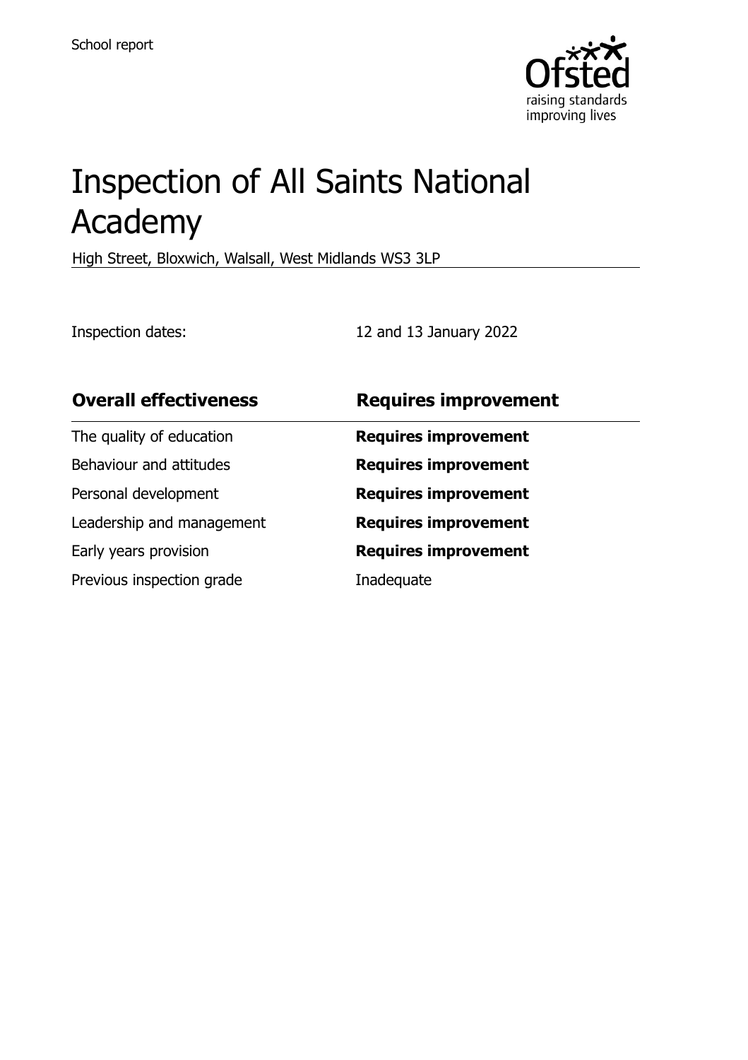School report

# Inspection of All Saints National Academy

High Street, Bloxwich, Walsall, West Midlands WS3 3LP

Inspection dates: 12 and 13 January 2022

| **Overall effectiveness** | **Requires improvement** |
| --- | --- |
| The quality of education | **Requires improvement** |
| Behaviour and attitudes | **Requires improvement** |
| Personal development | **Requires improvement** |
| Leadership and management | **Requires improvement** |
| Early years provision | **Requires improvement** |
| Previous inspection grade | Inadequate |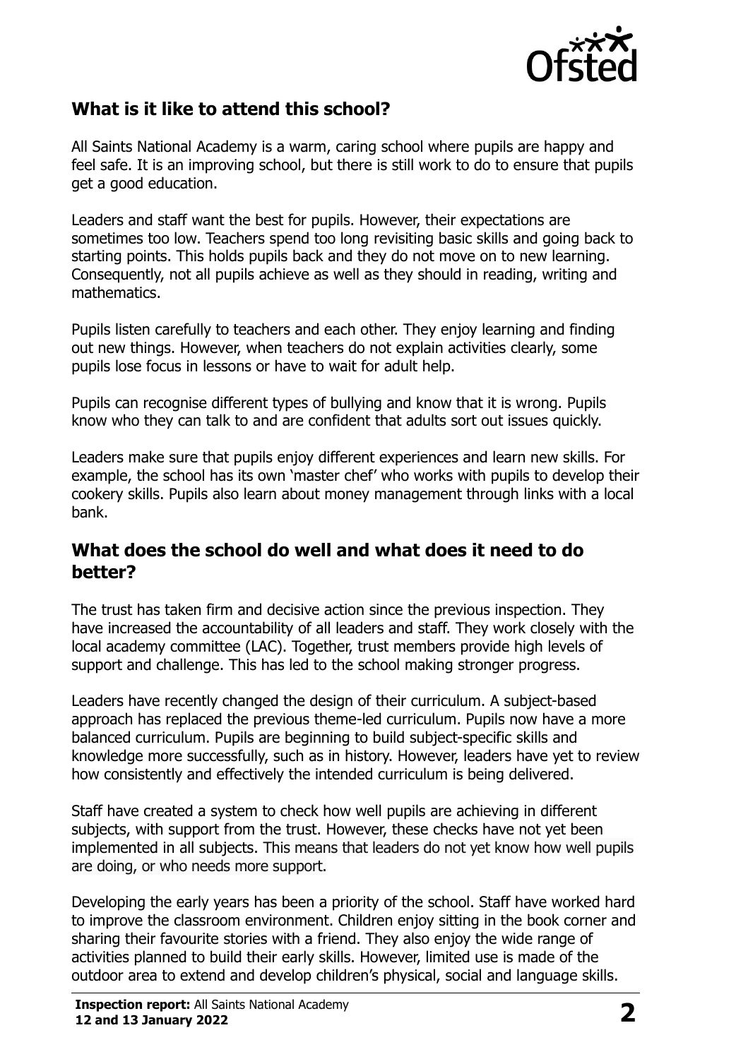## What is it like to attend this school?

All Saints National Academy is a warm, caring school where pupils are happy and feel safe. It is an improving school, but there is still work to do to ensure that pupils get a good education.

Leaders and staff want the best for pupils. However, their expectations are sometimes too low. Teachers spend too long revisiting basic skills and going back to starting points. This holds pupils back and they do not move on to new learning. Consequently, not all pupils achieve as well as they should in reading, writing and mathematics.

Pupils listen carefully to teachers and each other. They enjoy learning and finding out new things. However, when teachers do not explain activities clearly, some pupils lose focus in lessons or have to wait for adult help.

Pupils can recognise different types of bullying and know that it is wrong. Pupils know who they can talk to and are confident that adults sort out issues quickly.

Leaders make sure that pupils enjoy different experiences and learn new skills. For example, the school has its own 'master chef' who works with pupils to develop their cookery skills. Pupils also learn about money management through links with a local bank.

## What does the school do well and what does it need to do better?

The trust has taken firm and decisive action since the previous inspection. They have increased the accountability of all leaders and staff. They work closely with the local academy committee (LAC). Together, trust members provide high levels of support and challenge. This has led to the school making stronger progress.

Leaders have recently changed the design of their curriculum. A subject-based approach has replaced the previous theme-led curriculum. Pupils now have a more balanced curriculum. Pupils are beginning to build subject-specific skills and knowledge more successfully, such as in history. However, leaders have yet to review how consistently and effectively the intended curriculum is being delivered.

Staff have created a system to check how well pupils are achieving in different subjects, with support from the trust. However, these checks have not yet been implemented in all subjects. This means that leaders do not yet know how well pupils are doing, or who needs more support.

Developing the early years has been a priority of the school. Staff have worked hard to improve the classroom environment. Children enjoy sitting in the book corner and sharing their favourite stories with a friend. They also enjoy the wide range of activities planned to build their early skills. However, limited use is made of the outdoor area to extend and develop children's physical, social and language skills.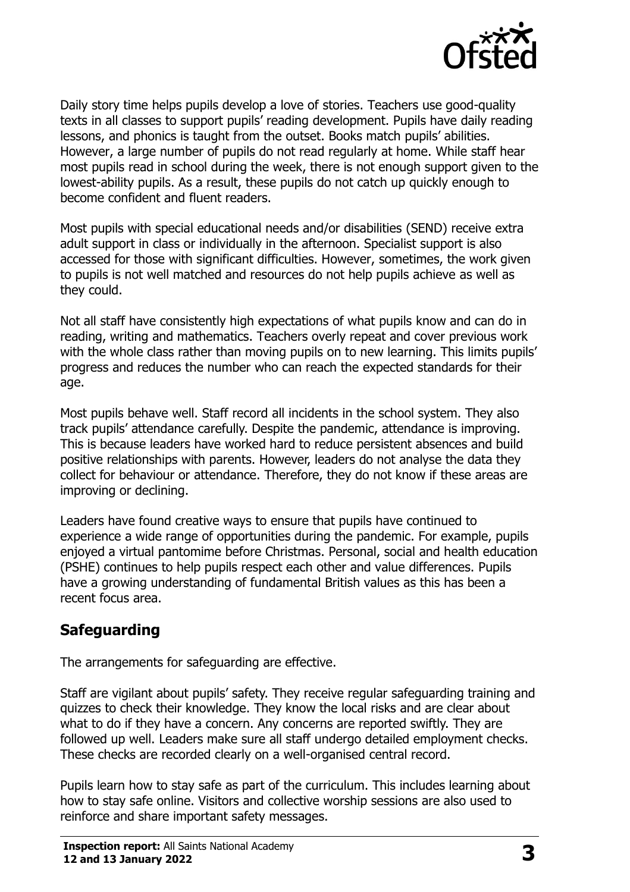Daily story time helps pupils develop a love of stories. Teachers use good-quality texts in all classes to support pupils' reading development. Pupils have daily reading lessons, and phonics is taught from the outset. Books match pupils' abilities. However, a large number of pupils do not read regularly at home. While staff hear most pupils read in school during the week, there is not enough support given to the lowest-ability pupils. As a result, these pupils do not catch up quickly enough to become confident and fluent readers.

Most pupils with special educational needs and/or disabilities (SEND) receive extra adult support in class or individually in the afternoon. Specialist support is also accessed for those with significant difficulties. However, sometimes, the work given to pupils is not well matched and resources do not help pupils achieve as well as they could.

Not all staff have consistently high expectations of what pupils know and can do in reading, writing and mathematics. Teachers overly repeat and cover previous work with the whole class rather than moving pupils on to new learning. This limits pupils' progress and reduces the number who can reach the expected standards for their age.

Most pupils behave well. Staff record all incidents in the school system. They also track pupils' attendance carefully. Despite the pandemic, attendance is improving. This is because leaders have worked hard to reduce persistent absences and build positive relationships with parents. However, leaders do not analyse the data they collect for behaviour or attendance. Therefore, they do not know if these areas are improving or declining.

Leaders have found creative ways to ensure that pupils have continued to experience a wide range of opportunities during the pandemic. For example, pupils enjoyed a virtual pantomime before Christmas. Personal, social and health education (PSHE) continues to help pupils respect each other and value differences. Pupils have a growing understanding of fundamental British values as this has been a recent focus area.

## Safeguarding

The arrangements for safeguarding are effective.

Staff are vigilant about pupils' safety. They receive regular safeguarding training and quizzes to check their knowledge. They know the local risks and are clear about what to do if they have a concern. Any concerns are reported swiftly. They are followed up well. Leaders make sure all staff undergo detailed employment checks. These checks are recorded clearly on a well-organised central record.

Pupils learn how to stay safe as part of the curriculum. This includes learning about how to stay safe online. Visitors and collective worship sessions are also used to reinforce and share important safety messages.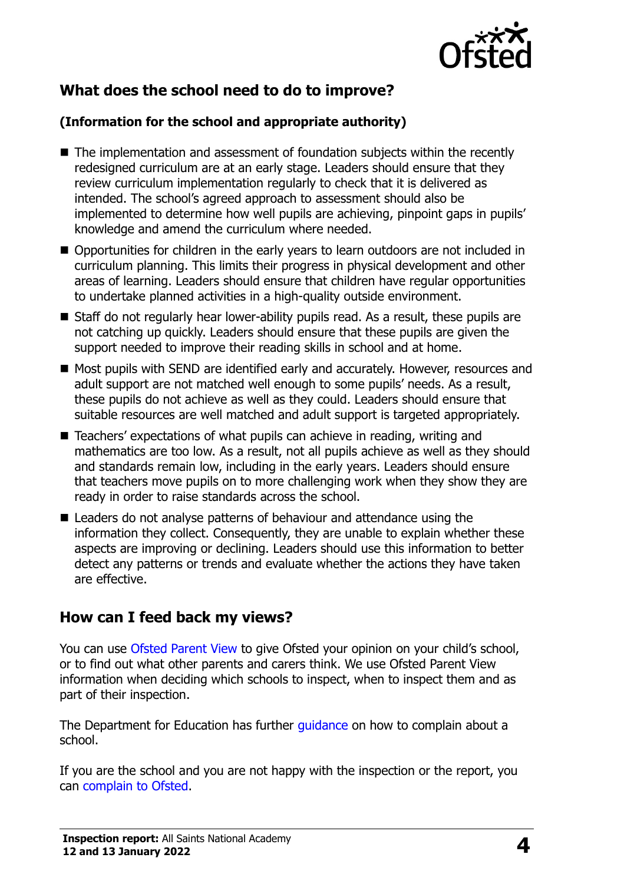## What does the school need to do to improve?

**(Information for the school and appropriate authority)**

- The implementation and assessment of foundation subjects within the recently redesigned curriculum are at an early stage. Leaders should ensure that they review curriculum implementation regularly to check that it is delivered as intended. The school's agreed approach to assessment should also be implemented to determine how well pupils are achieving, pinpoint gaps in pupils' knowledge and amend the curriculum where needed.
- Opportunities for children in the early years to learn outdoors are not included in curriculum planning. This limits their progress in physical development and other areas of learning. Leaders should ensure that children have regular opportunities to undertake planned activities in a high-quality outside environment.
- Staff do not regularly hear lower-ability pupils read. As a result, these pupils are not catching up quickly. Leaders should ensure that these pupils are given the support needed to improve their reading skills in school and at home.
- Most pupils with SEND are identified early and accurately. However, resources and adult support are not matched well enough to some pupils' needs. As a result, these pupils do not achieve as well as they could. Leaders should ensure that suitable resources are well matched and adult support is targeted appropriately.
- Teachers' expectations of what pupils can achieve in reading, writing and mathematics are too low. As a result, not all pupils achieve as well as they should and standards remain low, including in the early years. Leaders should ensure that teachers move pupils on to more challenging work when they show they are ready in order to raise standards across the school.
- Leaders do not analyse patterns of behaviour and attendance using the information they collect. Consequently, they are unable to explain whether these aspects are improving or declining. Leaders should use this information to better detect any patterns or trends and evaluate whether the actions they have taken are effective.

## How can I feed back my views?

You can use Ofsted Parent View to give Ofsted your opinion on your child's school, or to find out what other parents and carers think. We use Ofsted Parent View information when deciding which schools to inspect, when to inspect them and as part of their inspection.

The Department for Education has further guidance on how to complain about a school.

If you are the school and you are not happy with the inspection or the report, you can complain to Ofsted.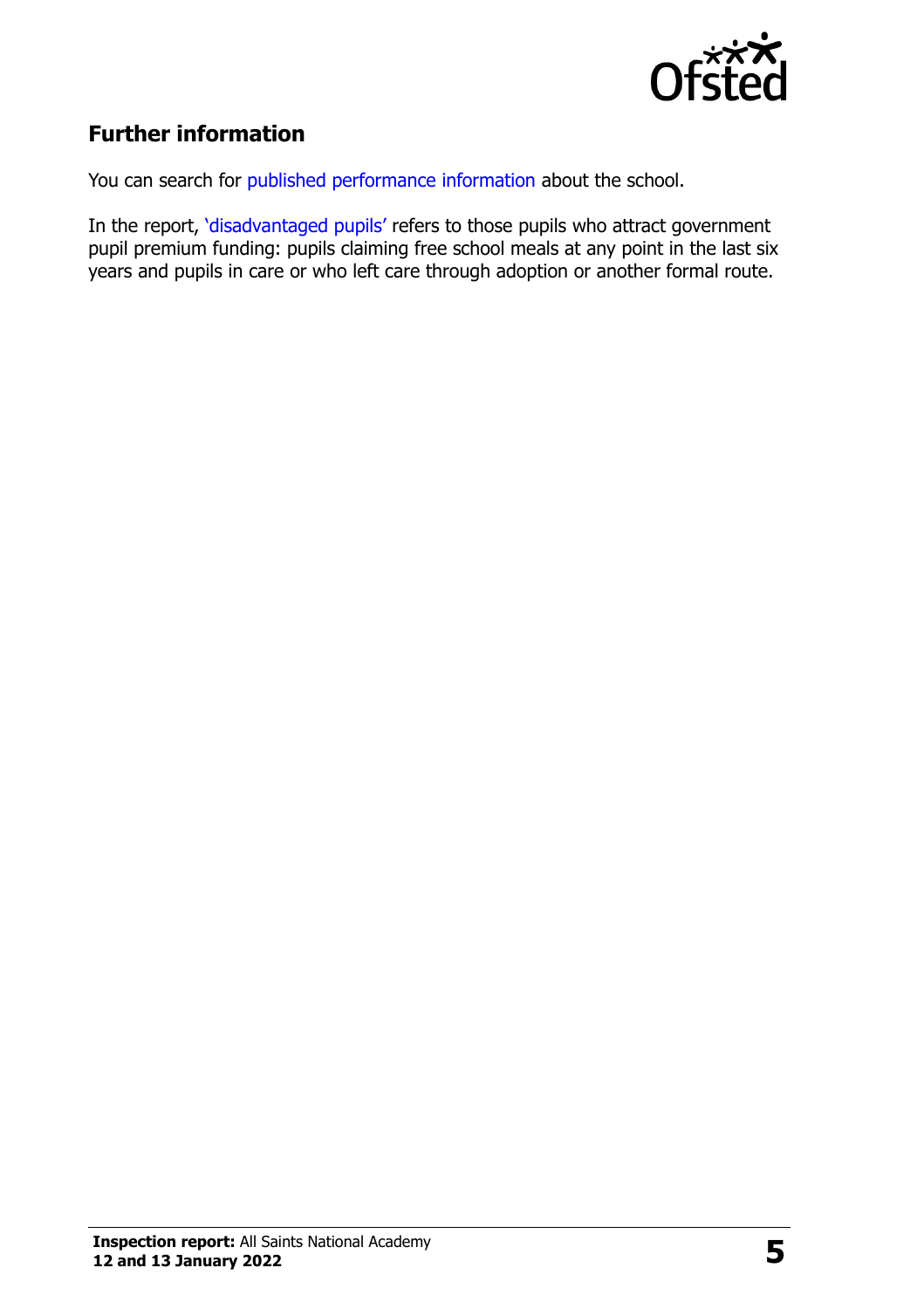## Further information

You can search for published performance information about the school.

In the report, 'disadvantaged pupils' refers to those pupils who attract government pupil premium funding: pupils claiming free school meals at any point in the last six years and pupils in care or who left care through adoption or another formal route.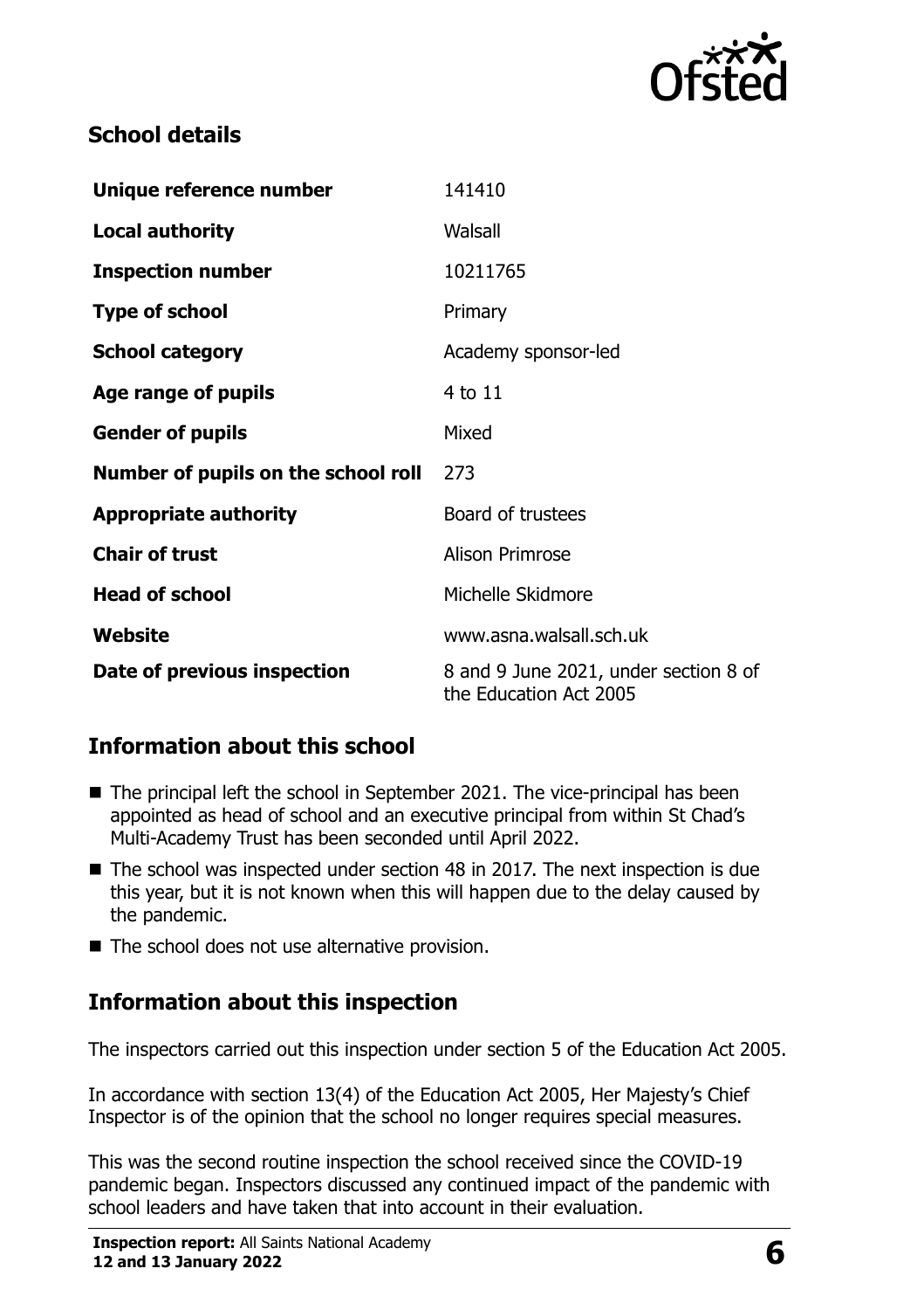## School details

| | |
|---|---|
| **Unique reference number** | 141410 |
| **Local authority** | Walsall |
| **Inspection number** | 10211765 |
| **Type of school** | Primary |
| **School category** | Academy sponsor-led |
| **Age range of pupils** | 4 to 11 |
| **Gender of pupils** | Mixed |
| **Number of pupils on the school roll** | 273 |
| **Appropriate authority** | Board of trustees |
| **Chair of trust** | Alison Primrose |
| **Head of school** | Michelle Skidmore |
| **Website** | www.asna.walsall.sch.uk |
| **Date of previous inspection** | 8 and 9 June 2021, under section 8 of the Education Act 2005 |

## Information about this school

- The principal left the school in September 2021. The vice-principal has been appointed as head of school and an executive principal from within St Chad's Multi-Academy Trust has been seconded until April 2022.
- The school was inspected under section 48 in 2017. The next inspection is due this year, but it is not known when this will happen due to the delay caused by the pandemic.
- The school does not use alternative provision.

## Information about this inspection

The inspectors carried out this inspection under section 5 of the Education Act 2005.

In accordance with section 13(4) of the Education Act 2005, Her Majesty's Chief Inspector is of the opinion that the school no longer requires special measures.

This was the second routine inspection the school received since the COVID-19 pandemic began. Inspectors discussed any continued impact of the pandemic with school leaders and have taken that into account in their evaluation.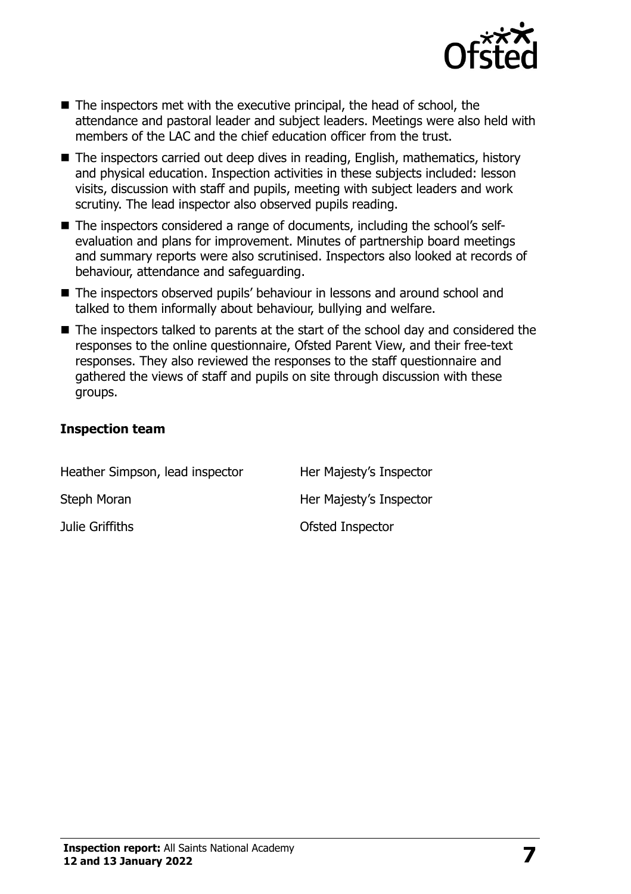- The inspectors met with the executive principal, the head of school, the attendance and pastoral leader and subject leaders. Meetings were also held with members of the LAC and the chief education officer from the trust.
- The inspectors carried out deep dives in reading, English, mathematics, history and physical education. Inspection activities in these subjects included: lesson visits, discussion with staff and pupils, meeting with subject leaders and work scrutiny. The lead inspector also observed pupils reading.
- The inspectors considered a range of documents, including the school's self-evaluation and plans for improvement. Minutes of partnership board meetings and summary reports were also scrutinised. Inspectors also looked at records of behaviour, attendance and safeguarding.
- The inspectors observed pupils' behaviour in lessons and around school and talked to them informally about behaviour, bullying and welfare.
- The inspectors talked to parents at the start of the school day and considered the responses to the online questionnaire, Ofsted Parent View, and their free-text responses. They also reviewed the responses to the staff questionnaire and gathered the views of staff and pupils on site through discussion with these groups.

### Inspection team

| | |
|---|---|
| Heather Simpson, lead inspector | Her Majesty's Inspector |
| Steph Moran | Her Majesty's Inspector |
| Julie Griffiths | Ofsted Inspector |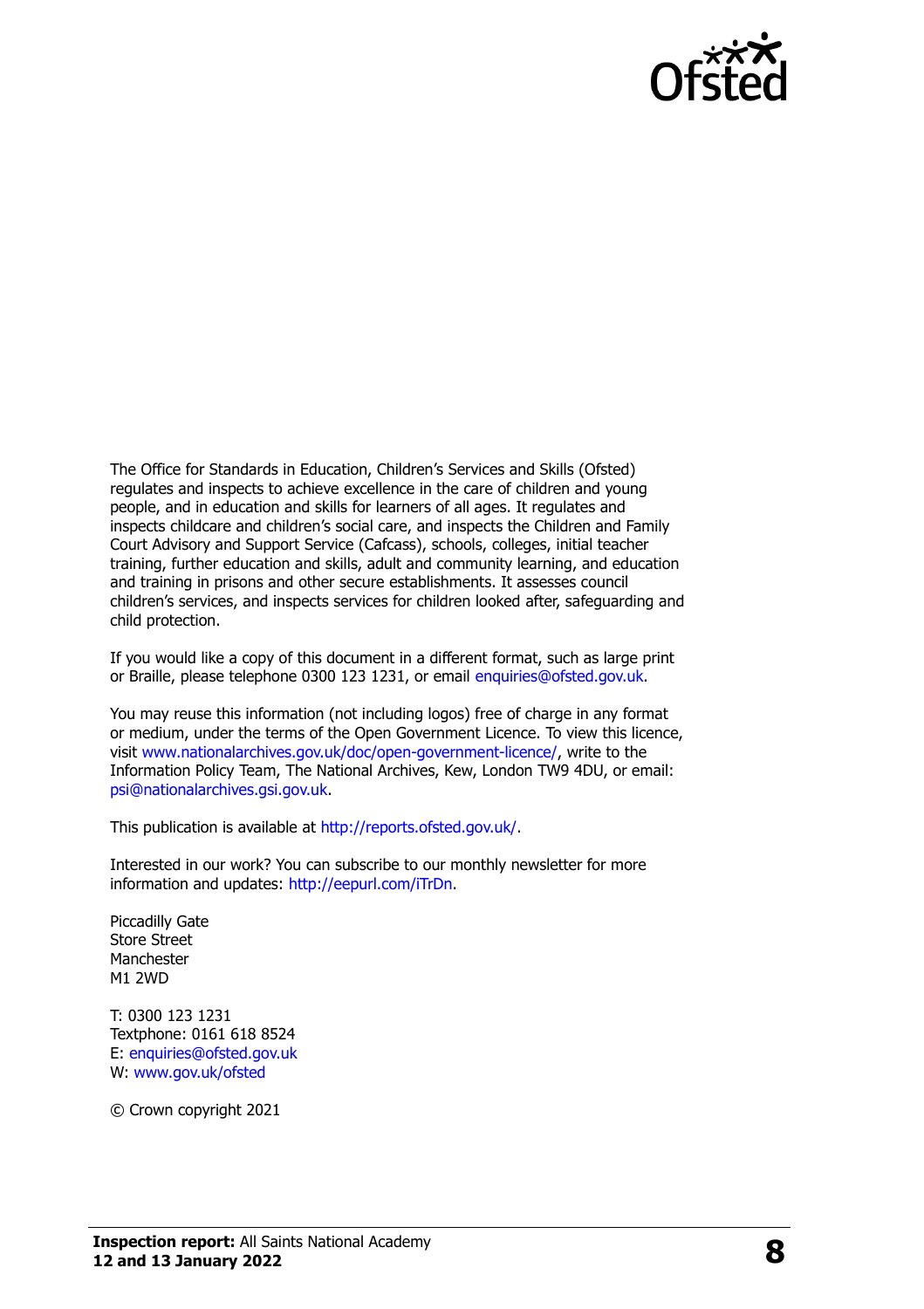The Office for Standards in Education, Children's Services and Skills (Ofsted) regulates and inspects to achieve excellence in the care of children and young people, and in education and skills for learners of all ages. It regulates and inspects childcare and children's social care, and inspects the Children and Family Court Advisory and Support Service (Cafcass), schools, colleges, initial teacher training, further education and skills, adult and community learning, and education and training in prisons and other secure establishments. It assesses council children's services, and inspects services for children looked after, safeguarding and child protection.

If you would like a copy of this document in a different format, such as large print or Braille, please telephone 0300 123 1231, or email enquiries@ofsted.gov.uk.

You may reuse this information (not including logos) free of charge in any format or medium, under the terms of the Open Government Licence. To view this licence, visit www.nationalarchives.gov.uk/doc/open-government-licence/, write to the Information Policy Team, The National Archives, Kew, London TW9 4DU, or email: psi@nationalarchives.gsi.gov.uk.

This publication is available at http://reports.ofsted.gov.uk/.

Interested in our work? You can subscribe to our monthly newsletter for more information and updates: http://eepurl.com/iTrDn.

Piccadilly Gate
Store Street
Manchester
M1 2WD

T: 0300 123 1231
Textphone: 0161 618 8524
E: enquiries@ofsted.gov.uk
W: www.gov.uk/ofsted

© Crown copyright 2021